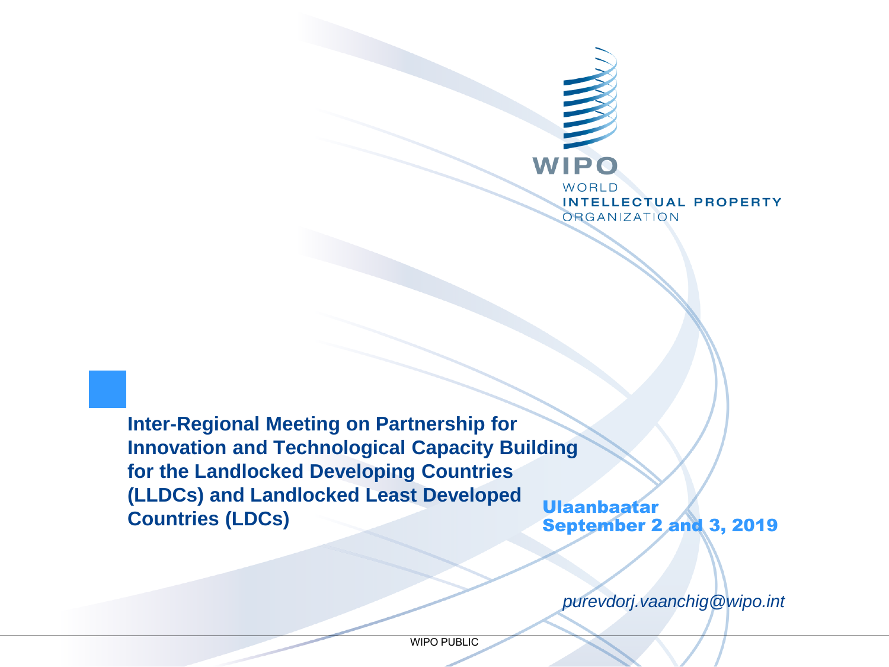WIPO

WORLD
INTELLECTUAL PROPERTY
ORGANIZATION

# Inter-Regional Meeting on Partnership for Innovation and Technological Capacity Building for the Landlocked Developing Countries (LLDCs) and Landlocked Least Developed Countries (LDCs)

**Ulaanbaatar**
**September 2 and 3, 2019**

*purevdorj.vaanchig@wipo.int*

WIPO PUBLIC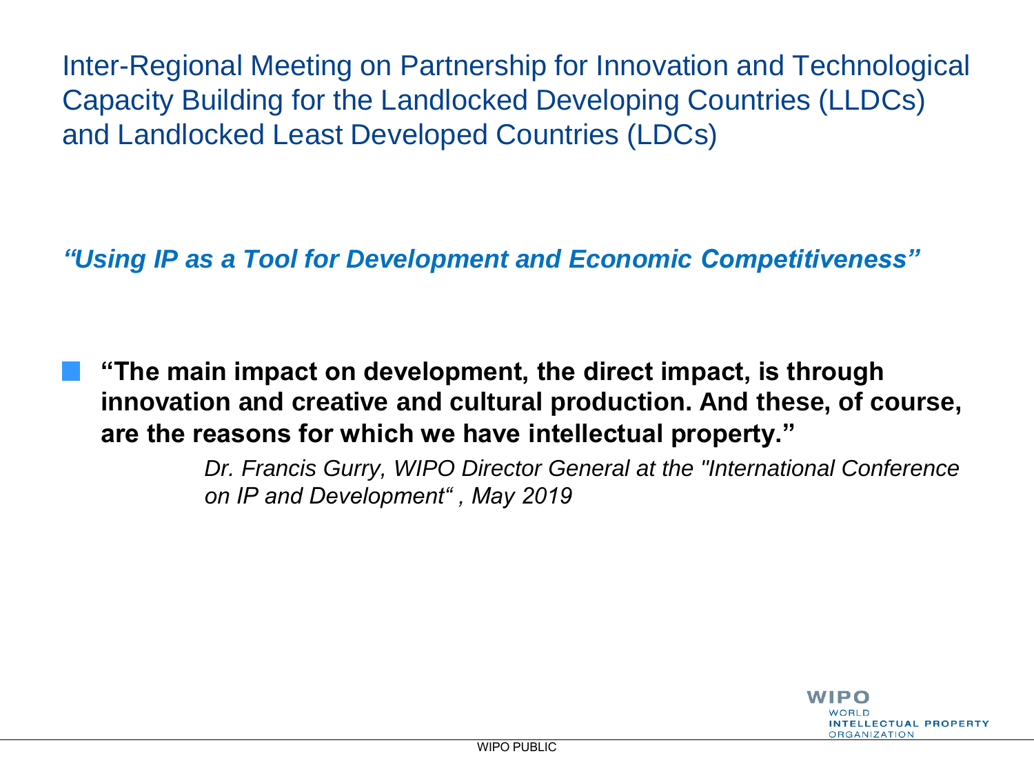# Inter-Regional Meeting on Partnership for Innovation and Technological Capacity Building for the Landlocked Developing Countries (LLDCs) and Landlocked Least Developed Countries (LDCs)

***"Using IP as a Tool for Development and Economic Competitiveness"***

- **"The main impact on development, the direct impact, is through innovation and creative and cultural production. And these, of course, are the reasons for which we have intellectual property."**

  *Dr. Francis Gurry, WIPO Director General at the "International Conference on IP and Development" , May 2019*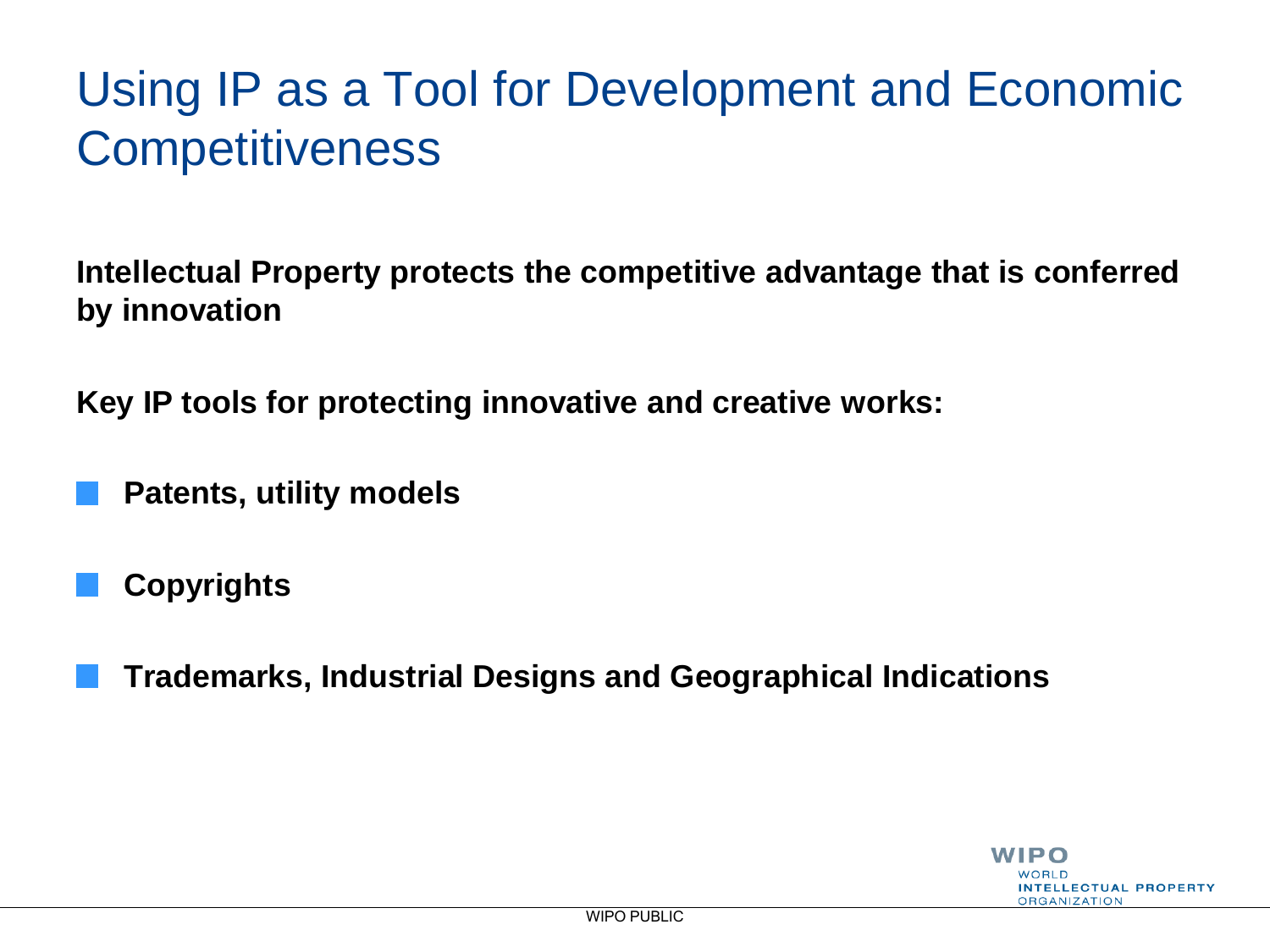# Using IP as a Tool for Development and Economic Competitiveness

**Intellectual Property protects the competitive advantage that is conferred by innovation**

**Key IP tools for protecting innovative and creative works:**

- **Patents, utility models**
- **Copyrights**
- **Trademarks, Industrial Designs and Geographical Indications**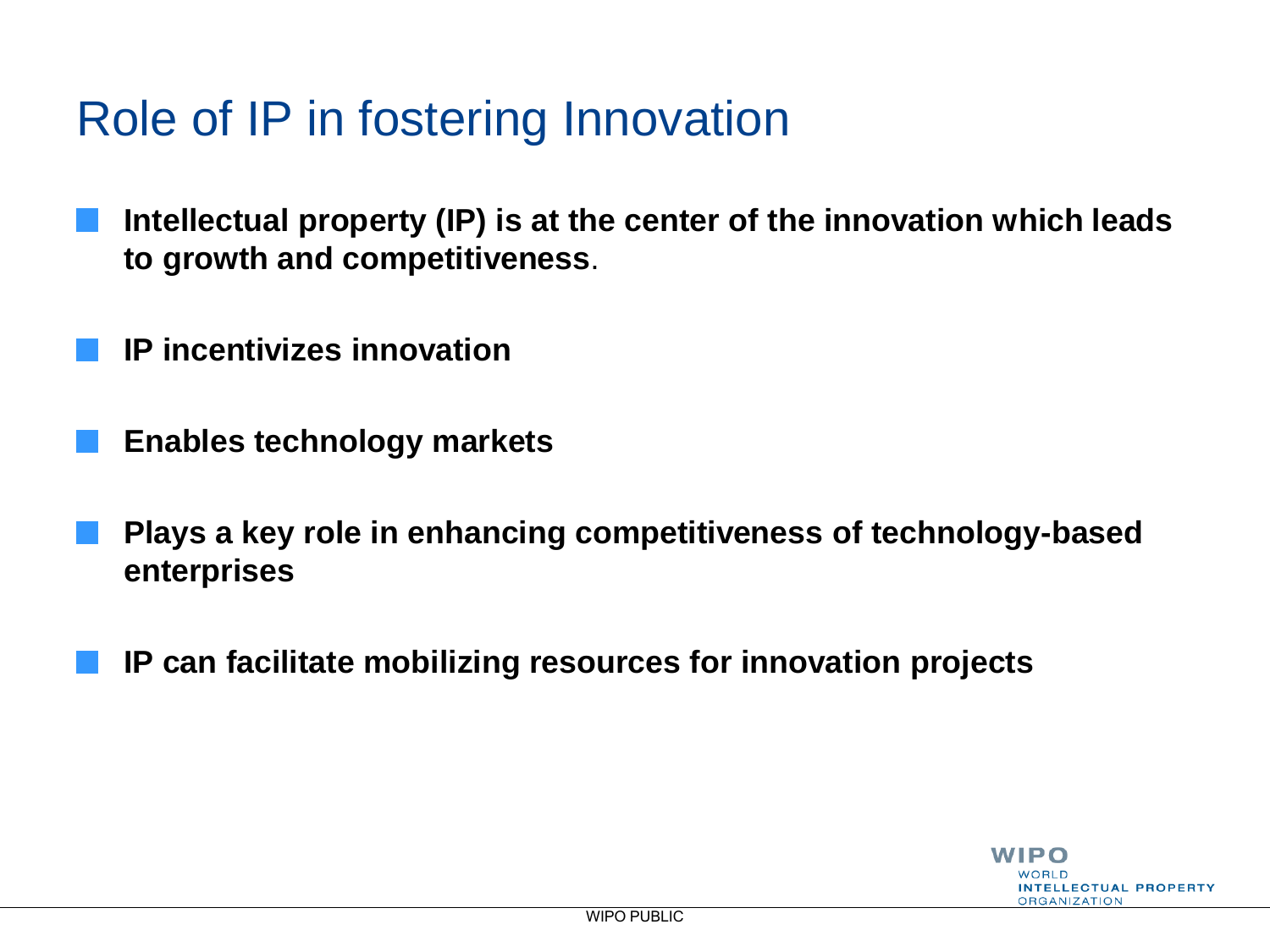# Role of IP in fostering Innovation

- **Intellectual property (IP) is at the center of the innovation which leads to growth and competitiveness**.
- **IP incentivizes innovation**
- **Enables technology markets**
- **Plays a key role in enhancing competitiveness of technology-based enterprises**
- **IP can facilitate mobilizing resources for innovation projects**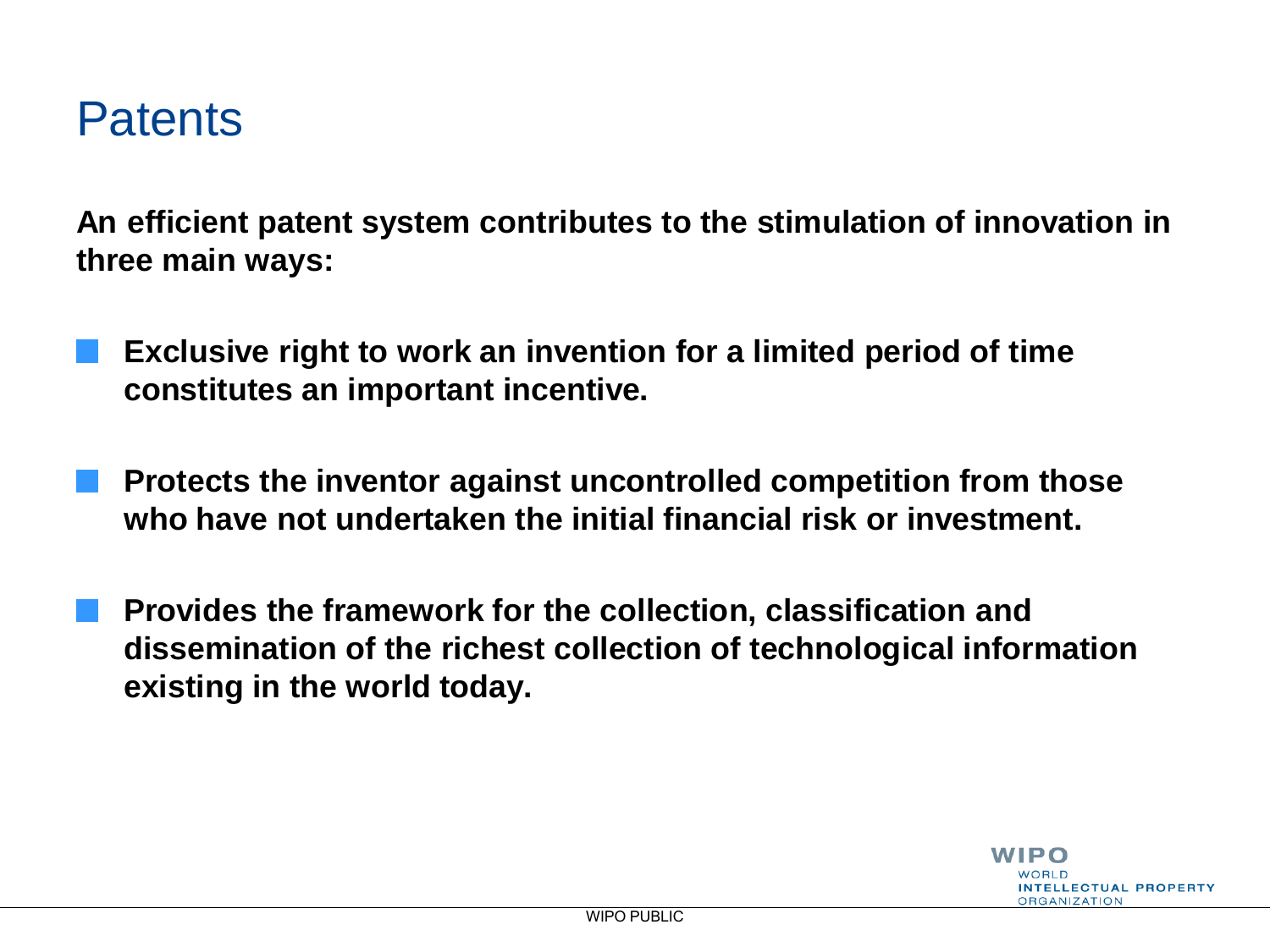# Patents

**An efficient patent system contributes to the stimulation of innovation in three main ways:**

- **Exclusive right to work an invention for a limited period of time constitutes an important incentive.**
- **Protects the inventor against uncontrolled competition from those who have not undertaken the initial financial risk or investment.**
- **Provides the framework for the collection, classification and dissemination of the richest collection of technological information existing in the world today.**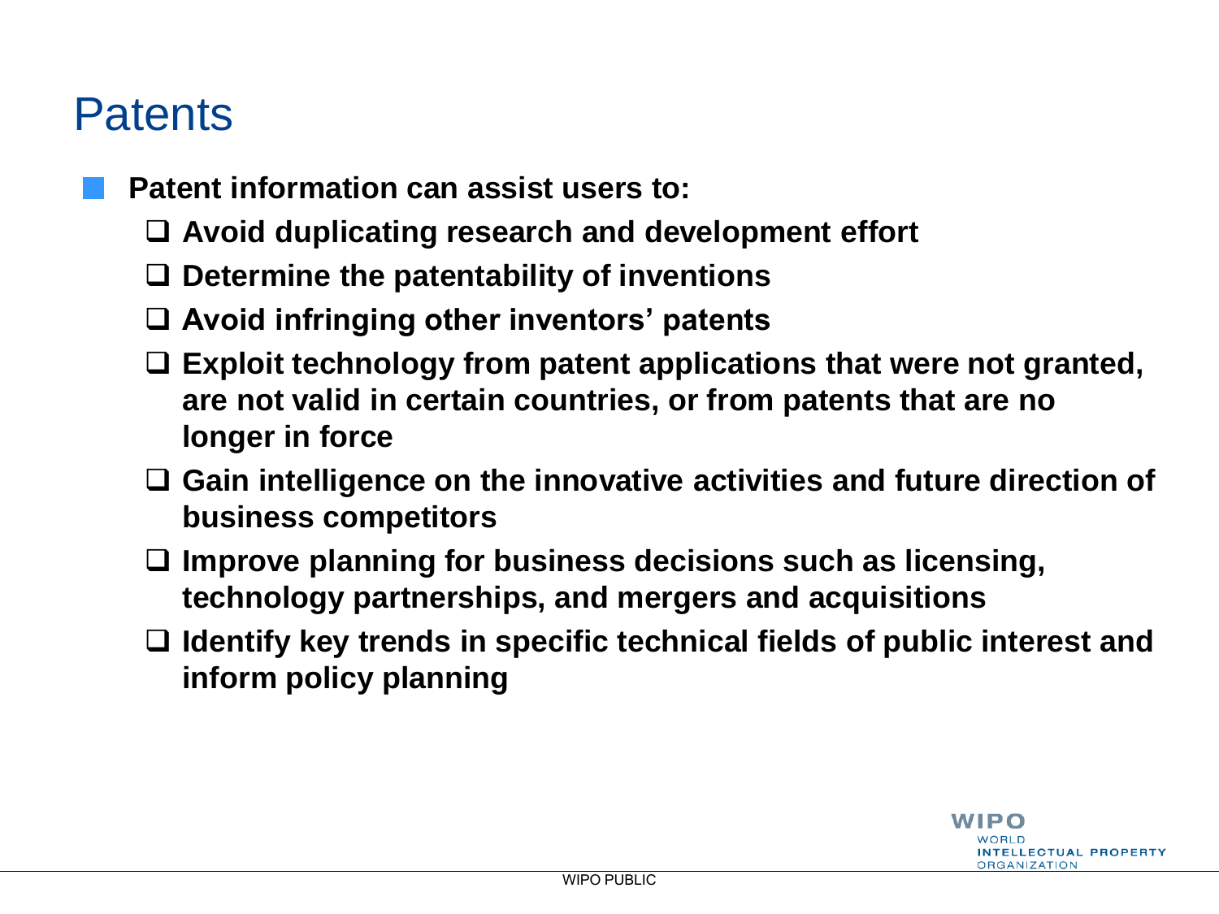# Patents

- **Patent information can assist users to:**
  - **Avoid duplicating research and development effort**
  - **Determine the patentability of inventions**
  - **Avoid infringing other inventors' patents**
  - **Exploit technology from patent applications that were not granted, are not valid in certain countries, or from patents that are no longer in force**
  - **Gain intelligence on the innovative activities and future direction of business competitors**
  - **Improve planning for business decisions such as licensing, technology partnerships, and mergers and acquisitions**
  - **Identify key trends in specific technical fields of public interest and inform policy planning**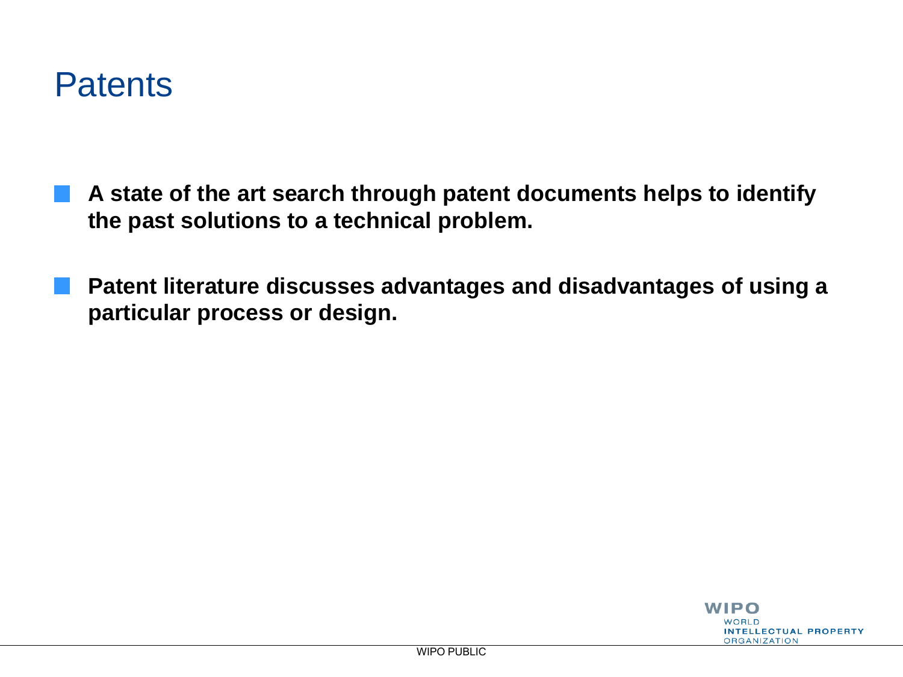# Patents

- **A state of the art search through patent documents helps to identify the past solutions to a technical problem.**
- **Patent literature discusses advantages and disadvantages of using a particular process or design.**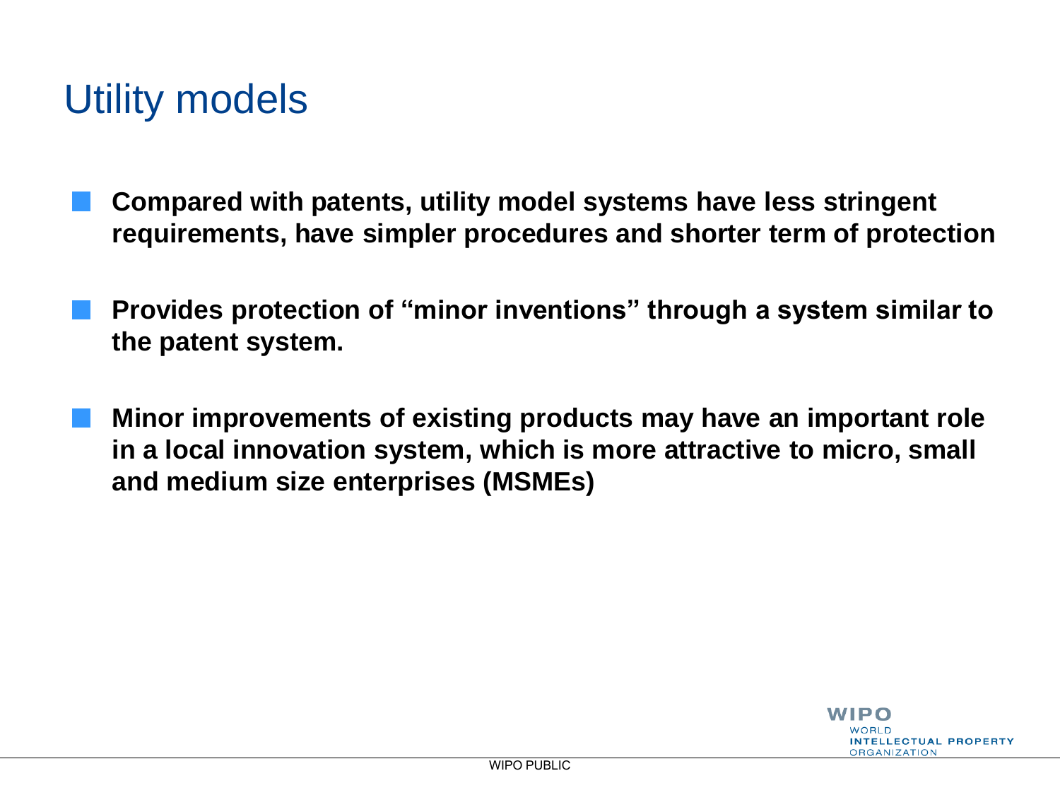# Utility models

- **Compared with patents, utility model systems have less stringent requirements, have simpler procedures and shorter term of protection**
- **Provides protection of "minor inventions" through a system similar to the patent system.**
- **Minor improvements of existing products may have an important role in a local innovation system, which is more attractive to micro, small and medium size enterprises (MSMEs)**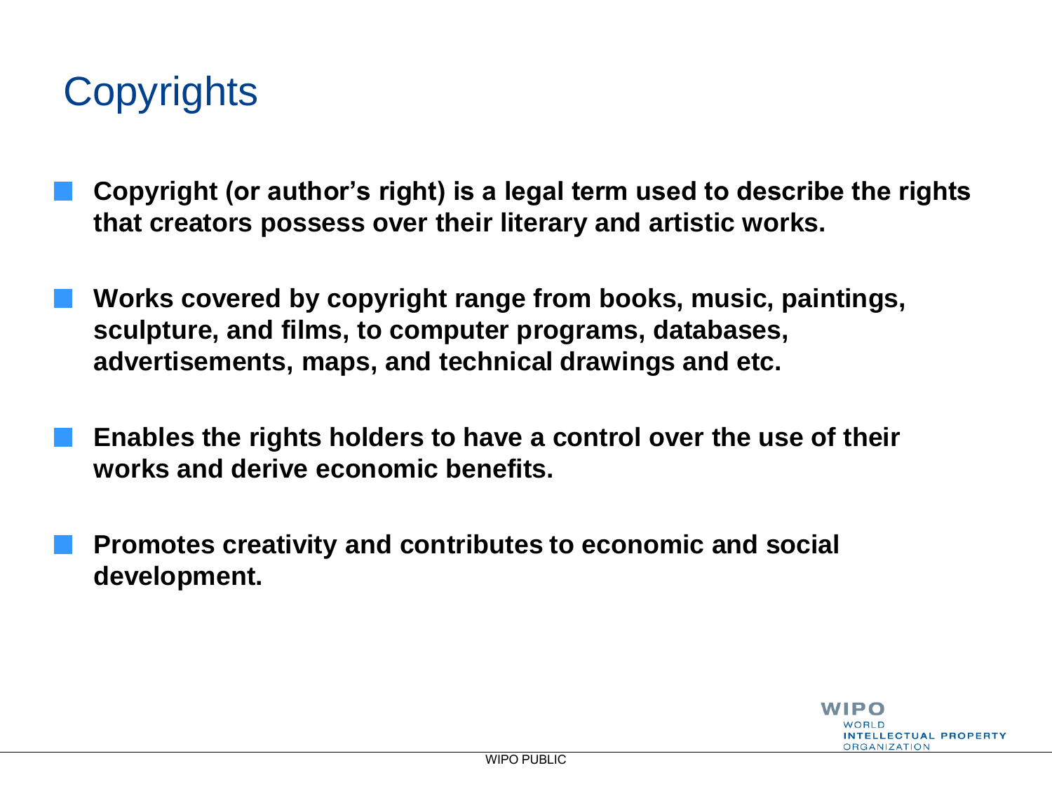# Copyrights

- **Copyright (or author's right) is a legal term used to describe the rights that creators possess over their literary and artistic works.**

- **Works covered by copyright range from books, music, paintings, sculpture, and films, to computer programs, databases, advertisements, maps, and technical drawings and etc.**

- **Enables the rights holders to have a control over the use of their works and derive economic benefits.**

- **Promotes creativity and contributes to economic and social development.**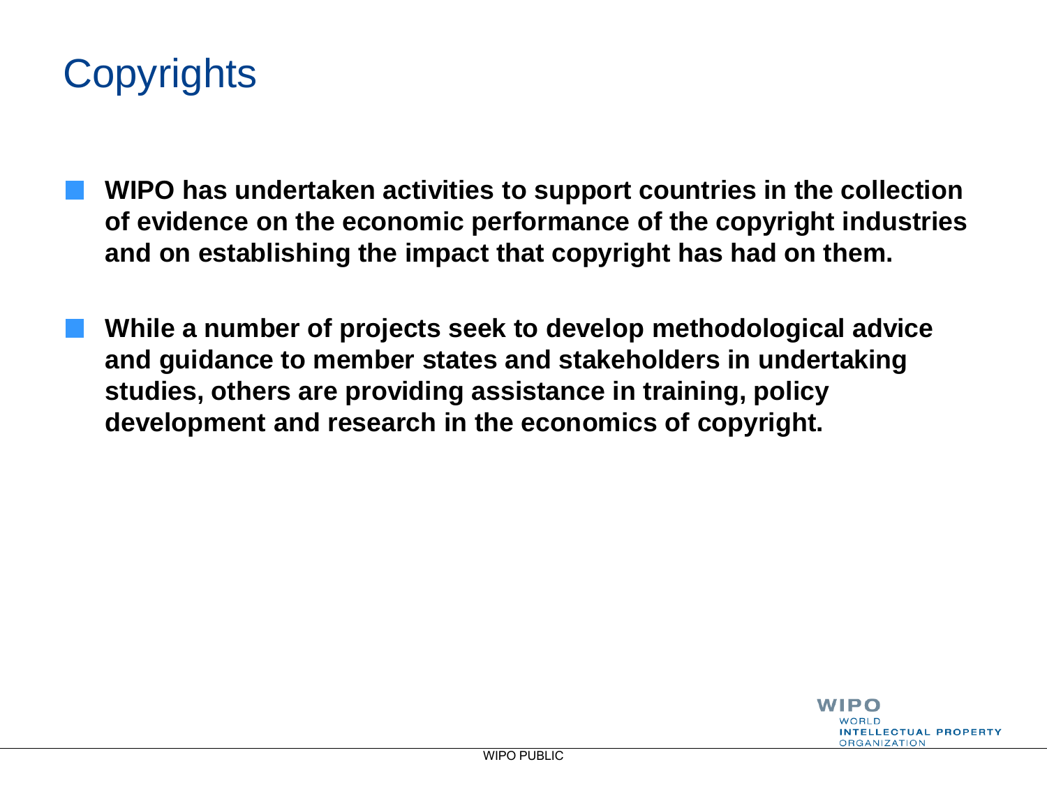# Copyrights

- **WIPO has undertaken activities to support countries in the collection of evidence on the economic performance of the copyright industries and on establishing the impact that copyright has had on them.**
- **While a number of projects seek to develop methodological advice and guidance to member states and stakeholders in undertaking studies, others are providing assistance in training, policy development and research in the economics of copyright.**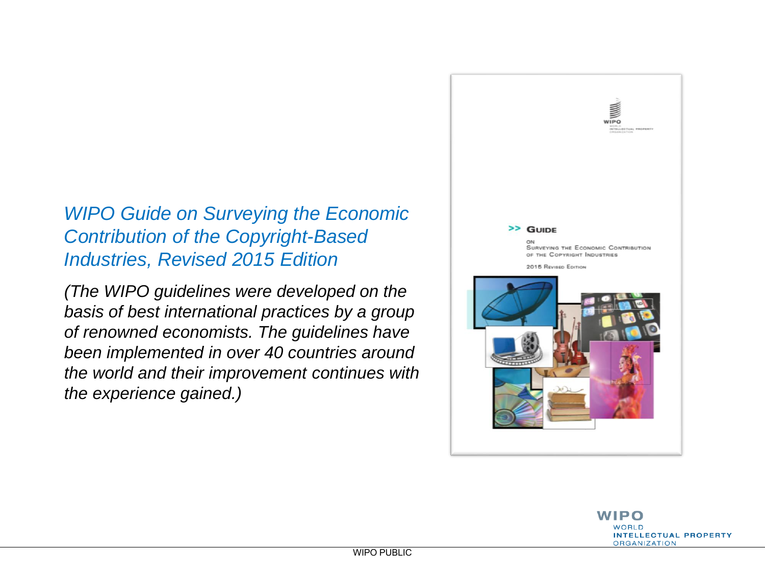*WIPO Guide on Surveying the Economic Contribution of the Copyright-Based Industries, Revised 2015 Edition*

*(The WIPO guidelines were developed on the basis of best international practices by a group of renowned economists. The guidelines have been implemented in over 40 countries around the world and their improvement continues with the experience gained.)*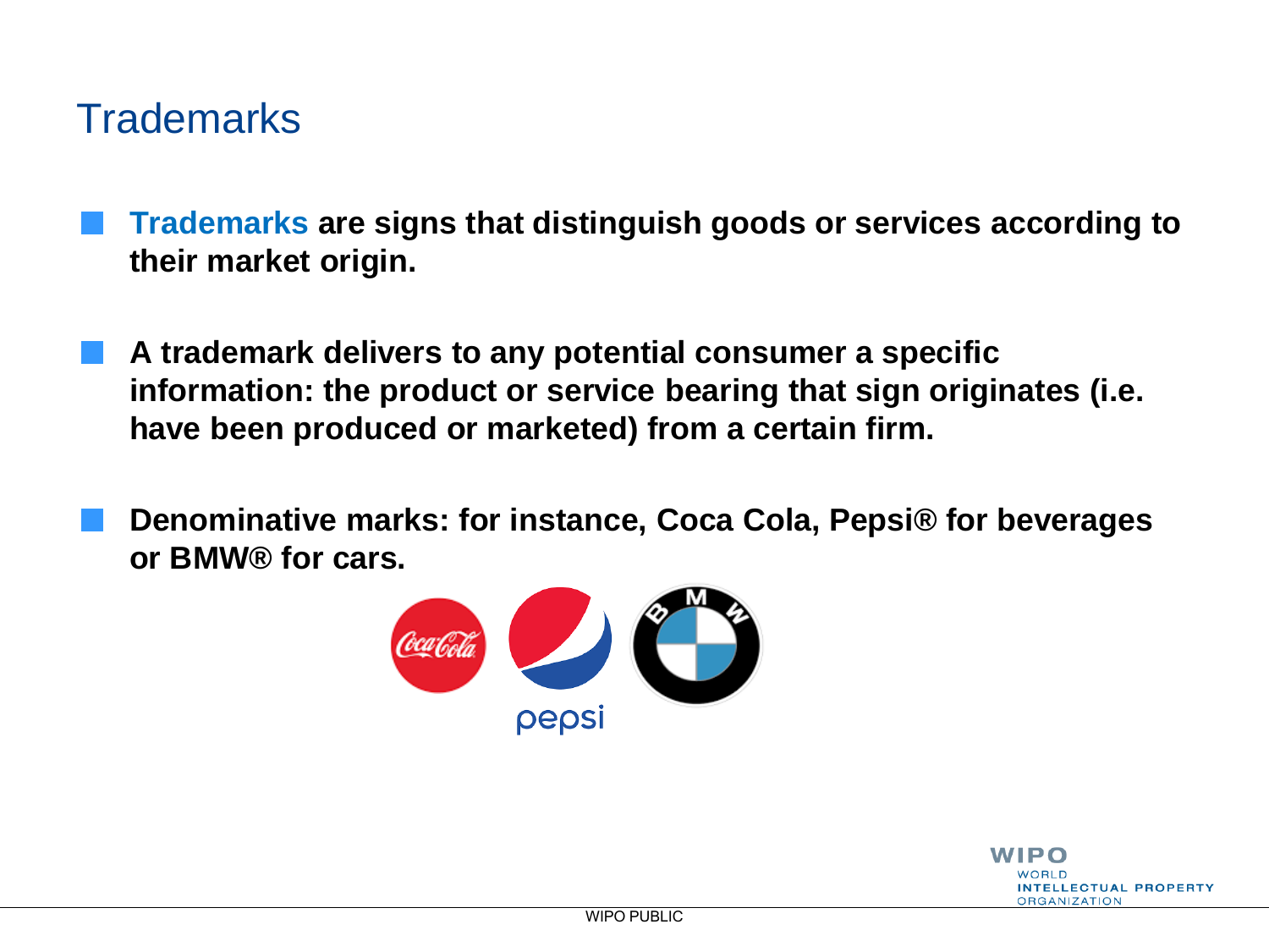# Trademarks

- **Trademarks are signs that distinguish goods or services according to their market origin.**
- **A trademark delivers to any potential consumer a specific information: the product or service bearing that sign originates (i.e. have been produced or marketed) from a certain firm.**
- **Denominative marks: for instance, Coca Cola, Pepsi® for beverages or BMW® for cars.**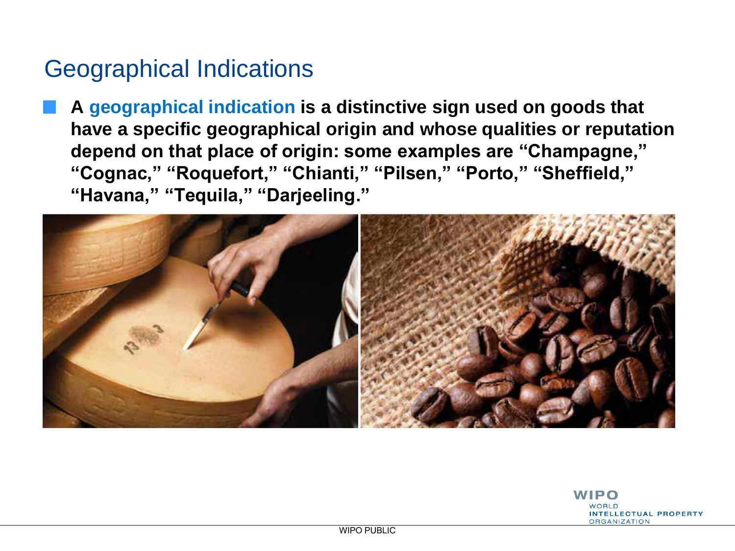# Geographical Indications

- **A geographical indication is a distinctive sign used on goods that have a specific geographical origin and whose qualities or reputation depend on that place of origin: some examples are "Champagne," "Cognac," "Roquefort," "Chianti," "Pilsen," "Porto," "Sheffield," "Havana," "Tequila," "Darjeeling."**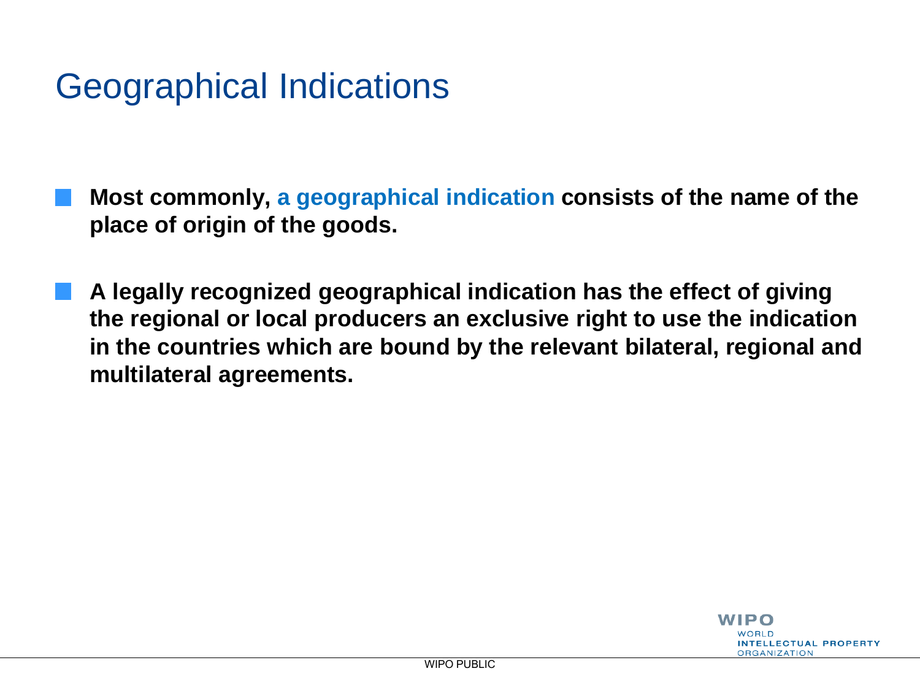# Geographical Indications

- **Most commonly, a geographical indication consists of the name of the place of origin of the goods.**
- **A legally recognized geographical indication has the effect of giving the regional or local producers an exclusive right to use the indication in the countries which are bound by the relevant bilateral, regional and multilateral agreements.**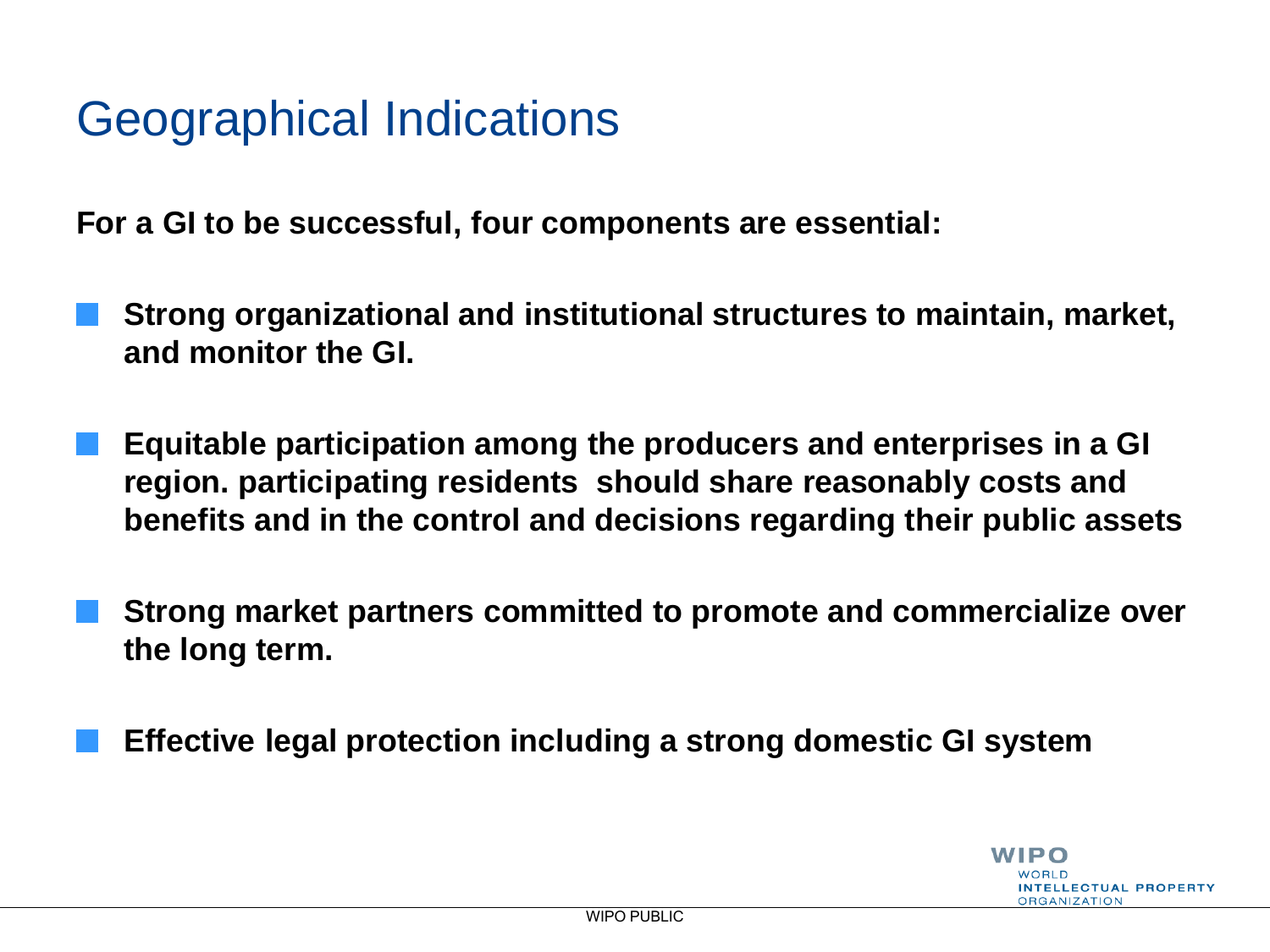# Geographical Indications

**For a GI to be successful, four components are essential:**

- **Strong organizational and institutional structures to maintain, market, and monitor the GI.**
- **Equitable participation among the producers and enterprises in a GI region. participating residents should share reasonably costs and benefits and in the control and decisions regarding their public assets**
- **Strong market partners committed to promote and commercialize over the long term.**
- **Effective legal protection including a strong domestic GI system**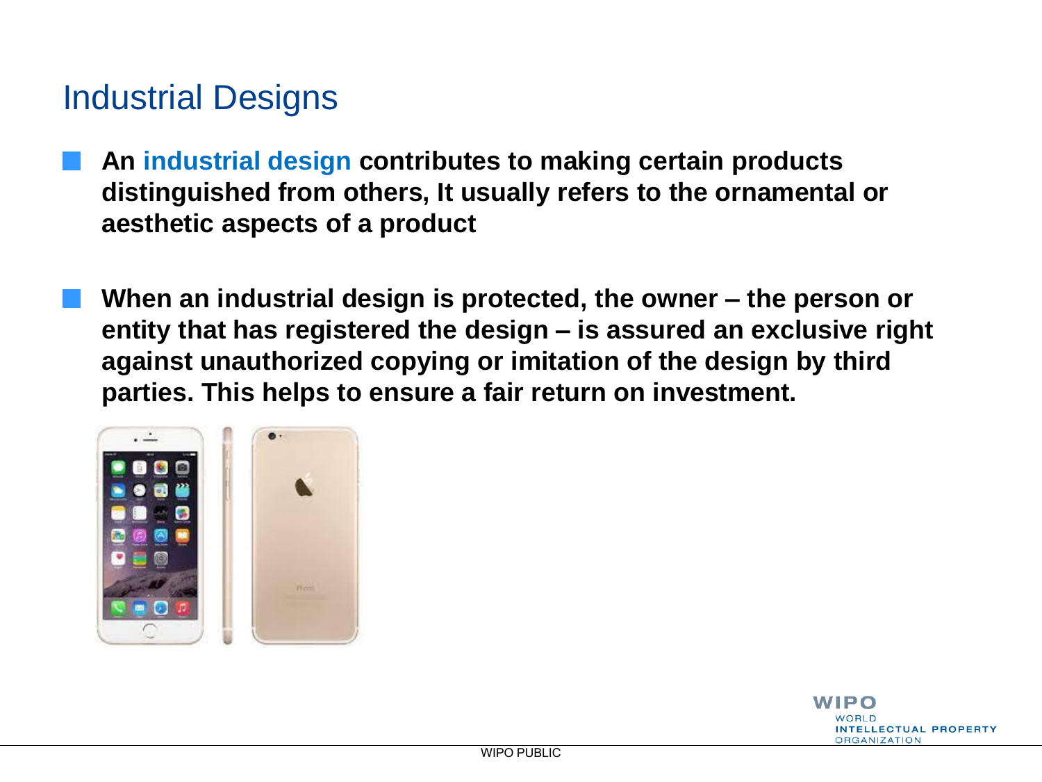## Industrial Designs

- **An industrial design contributes to making certain products distinguished from others, It usually refers to the ornamental or aesthetic aspects of a product**

- **When an industrial design is protected, the owner – the person or entity that has registered the design – is assured an exclusive right against unauthorized copying or imitation of the design by third parties. This helps to ensure a fair return on investment.**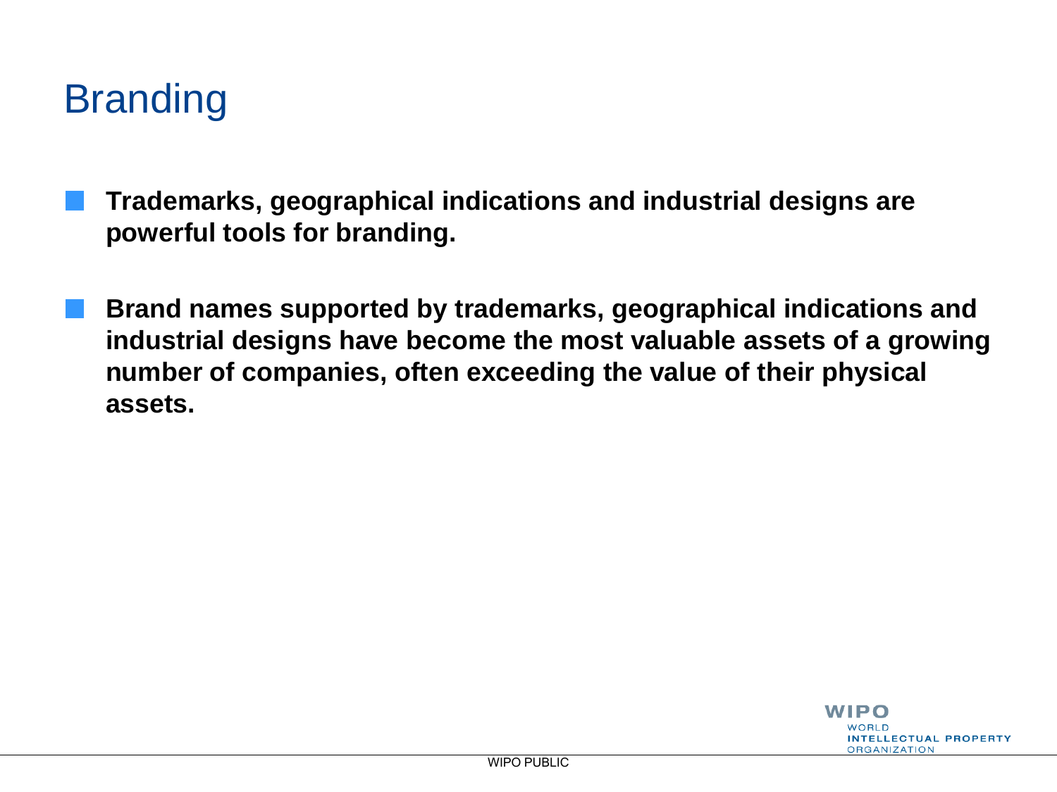# Branding

- **Trademarks, geographical indications and industrial designs are powerful tools for branding.**
- **Brand names supported by trademarks, geographical indications and industrial designs have become the most valuable assets of a growing number of companies, often exceeding the value of their physical assets.**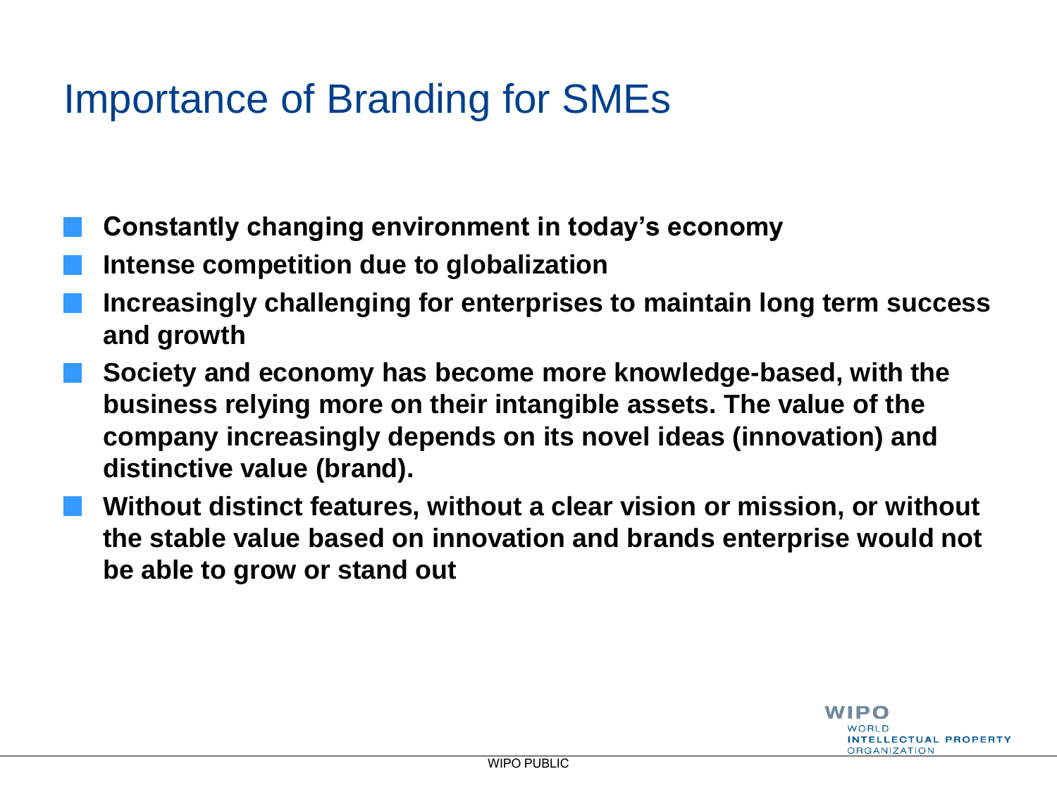# Importance of Branding for SMEs

- **Constantly changing environment in today's economy**
- **Intense competition due to globalization**
- **Increasingly challenging for enterprises to maintain long term success and growth**
- **Society and economy has become more knowledge-based, with the business relying more on their intangible assets. The value of the company increasingly depends on its novel ideas (innovation) and distinctive value (brand).**
- **Without distinct features, without a clear vision or mission, or without the stable value based on innovation and brands enterprise would not be able to grow or stand out**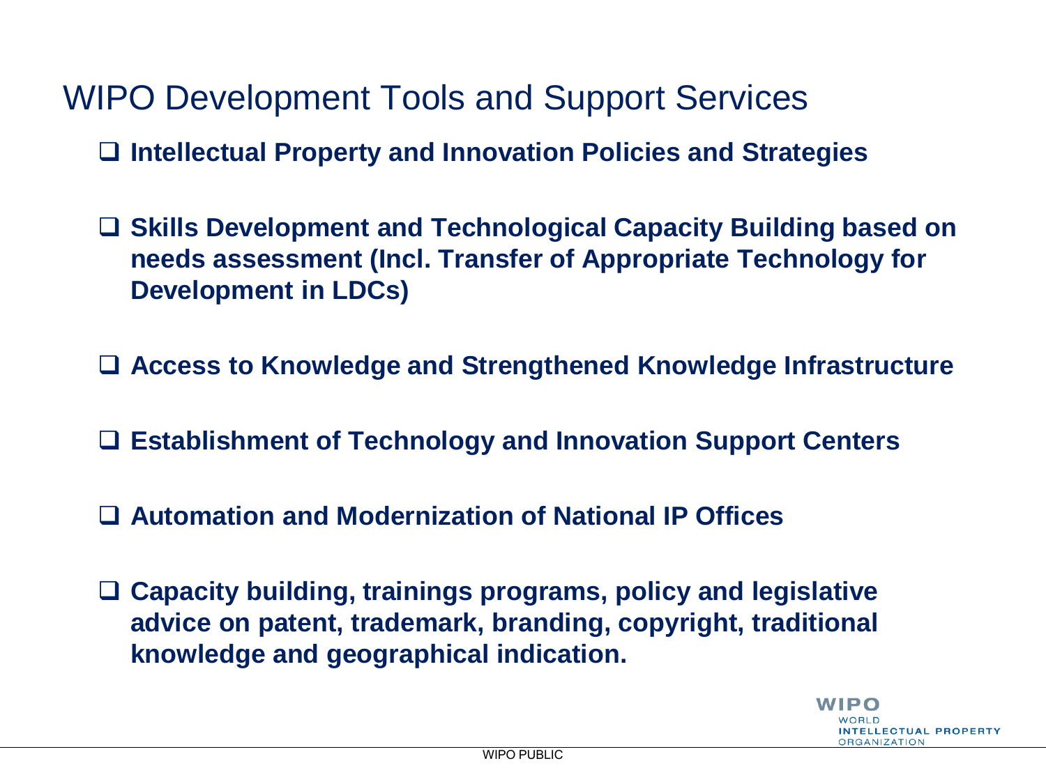# WIPO Development Tools and Support Services

- **Intellectual Property and Innovation Policies and Strategies**
- **Skills Development and Technological Capacity Building based on needs assessment (Incl. Transfer of Appropriate Technology for Development in LDCs)**
- **Access to Knowledge and Strengthened Knowledge Infrastructure**
- **Establishment of Technology and Innovation Support Centers**
- **Automation and Modernization of National IP Offices**
- **Capacity building, trainings programs, policy and legislative advice on patent, trademark, branding, copyright, traditional knowledge and geographical indication.**